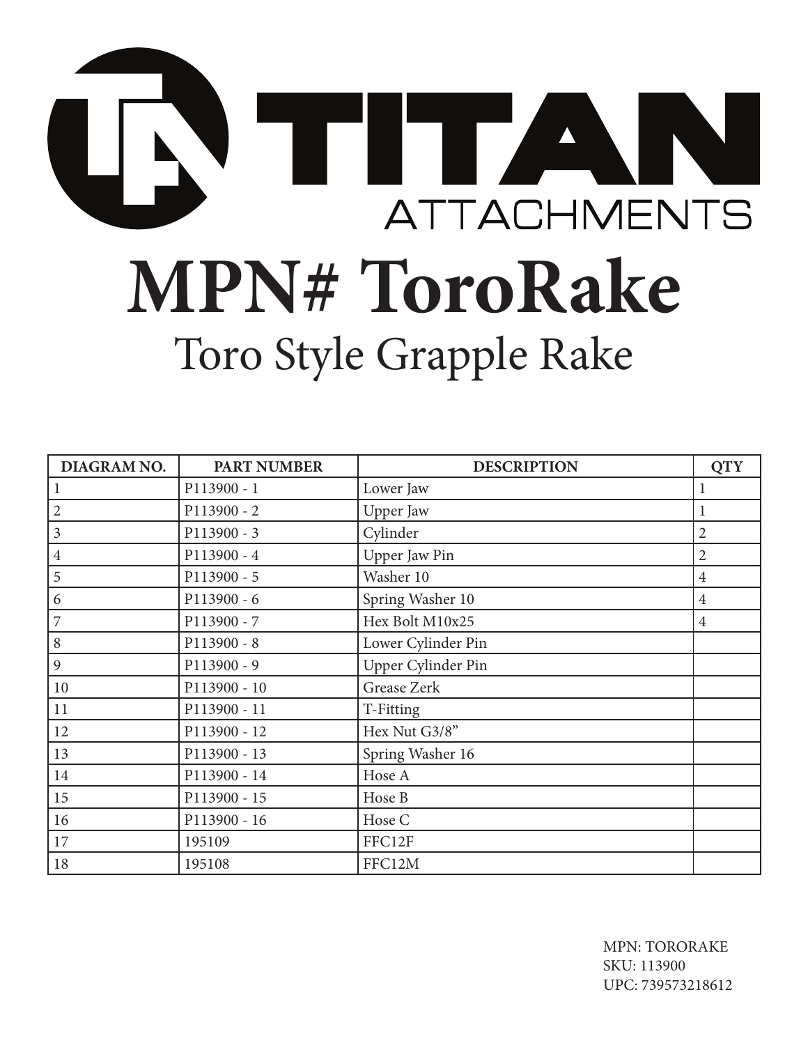# TITAN ATTACHMENTS

# MPN# ToroRake

## Toro Style Grapple Rake

| DIAGRAM NO. | PART NUMBER | DESCRIPTION | QTY |
|---|---|---|---|
| 1 | P113900 - 1 | Lower Jaw | 1 |
| 2 | P113900 - 2 | Upper Jaw | 1 |
| 3 | P113900 - 3 | Cylinder | 2 |
| 4 | P113900 - 4 | Upper Jaw Pin | 2 |
| 5 | P113900 - 5 | Washer 10 | 4 |
| 6 | P113900 - 6 | Spring Washer 10 | 4 |
| 7 | P113900 - 7 | Hex Bolt M10x25 | 4 |
| 8 | P113900 - 8 | Lower Cylinder Pin | |
| 9 | P113900 - 9 | Upper Cylinder Pin | |
| 10 | P113900 - 10 | Grease Zerk | |
| 11 | P113900 - 11 | T-Fitting | |
| 12 | P113900 - 12 | Hex Nut G3/8" | |
| 13 | P113900 - 13 | Spring Washer 16 | |
| 14 | P113900 - 14 | Hose A | |
| 15 | P113900 - 15 | Hose B | |
| 16 | P113900 - 16 | Hose C | |
| 17 | 195109 | FFC12F | |
| 18 | 195108 | FFC12M | |

MPN: TORORAKE
SKU: 113900
UPC: 739573218612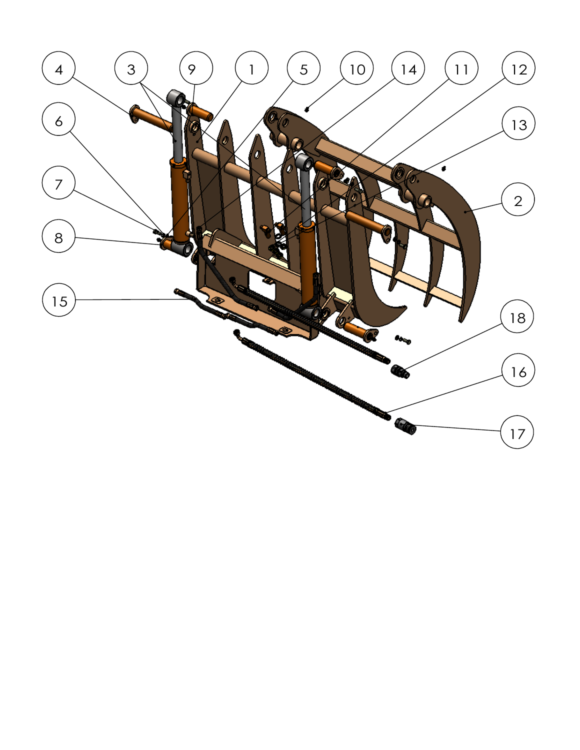4

3

9

1

5

10

14

11

12

6

13

7

2

8

15

18

16

17